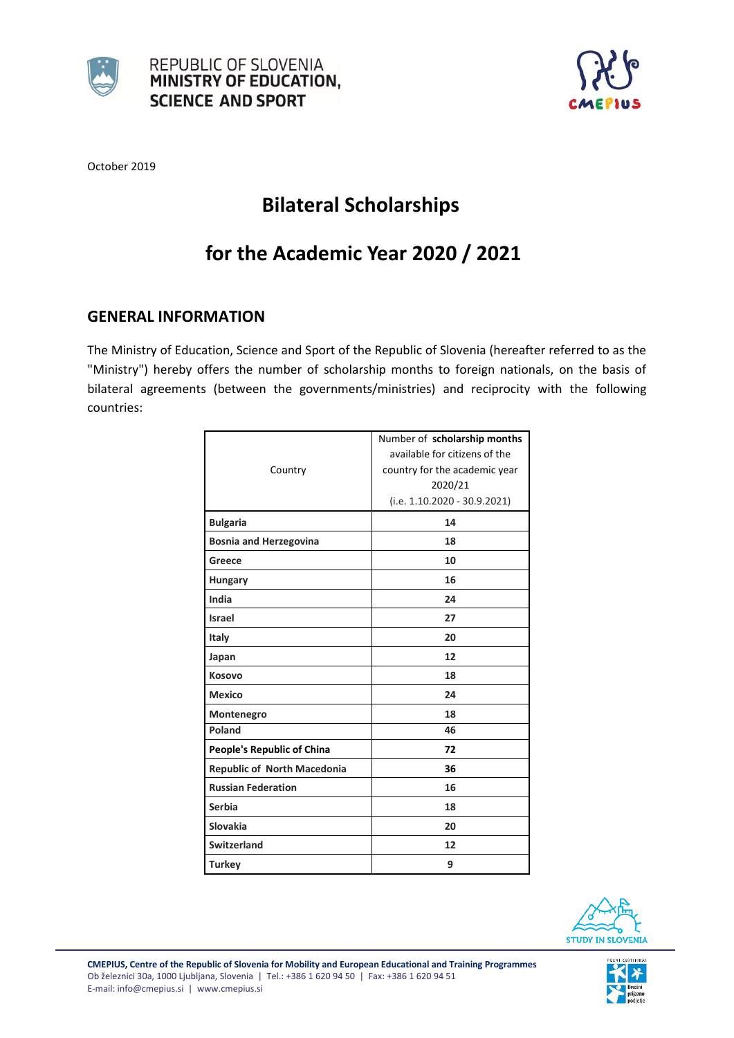REPUBLIC OF SLOVENIA
**MINISTRY OF EDUCATION, SCIENCE AND SPORT**

October 2019

# Bilateral Scholarships

# for the Academic Year 2020 / 2021

## GENERAL INFORMATION

The Ministry of Education, Science and Sport of the Republic of Slovenia (hereafter referred to as the "Ministry") hereby offers the number of scholarship months to foreign nationals, on the basis of bilateral agreements (between the governments/ministries) and reciprocity with the following countries:

| Country | Number of **scholarship months** available for citizens of the country for the academic year 2020/21 (i.e. 1.10.2020 - 30.9.2021) |
|---|---|
| **Bulgaria** | **14** |
| **Bosnia and Herzegovina** | **18** |
| **Greece** | **10** |
| **Hungary** | **16** |
| **India** | **24** |
| **Israel** | **27** |
| **Italy** | **20** |
| **Japan** | **12** |
| **Kosovo** | **18** |
| **Mexico** | **24** |
| **Montenegro** | **18** |
| **Poland** | **46** |
| **People's Republic of China** | **72** |
| **Republic of North Macedonia** | **36** |
| **Russian Federation** | **16** |
| **Serbia** | **18** |
| **Slovakia** | **20** |
| **Switzerland** | **12** |
| **Turkey** | **9** |

**CMEPIUS, Centre of the Republic of Slovenia for Mobility and European Educational and Training Programmes**
Ob železnici 30a, 1000 Ljubljana, Slovenia | Tel.: +386 1 620 94 50 | Fax: +386 1 620 94 51
E-mail: info@cmepius.si | www.cmepius.si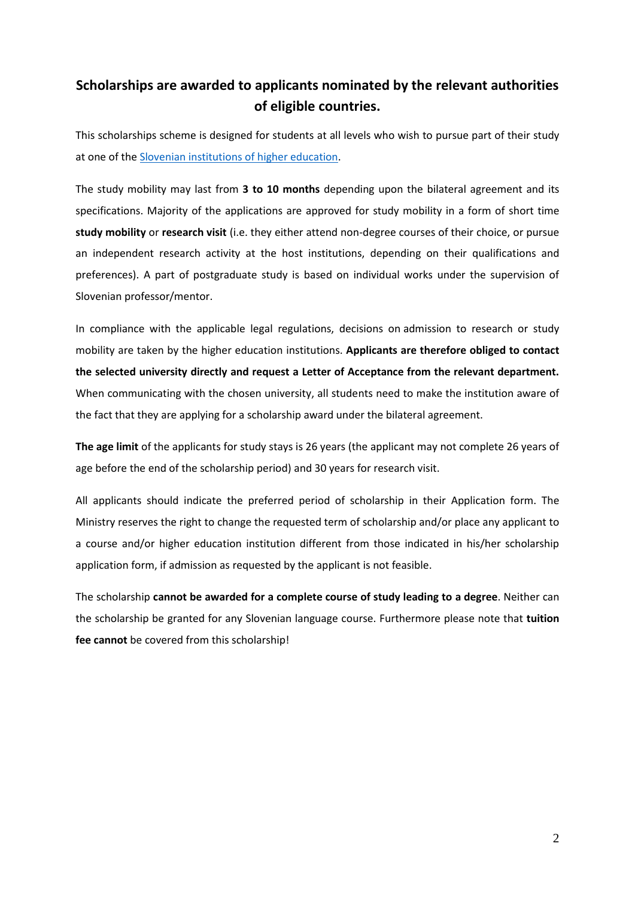## Scholarships are awarded to applicants nominated by the relevant authorities of eligible countries.

This scholarships scheme is designed for students at all levels who wish to pursue part of their study at one of the Slovenian institutions of higher education.

The study mobility may last from **3 to 10 months** depending upon the bilateral agreement and its specifications. Majority of the applications are approved for study mobility in a form of short time **study mobility** or **research visit** (i.e. they either attend non-degree courses of their choice, or pursue an independent research activity at the host institutions, depending on their qualifications and preferences). A part of postgraduate study is based on individual works under the supervision of Slovenian professor/mentor.

In compliance with the applicable legal regulations, decisions on admission to research or study mobility are taken by the higher education institutions. **Applicants are therefore obliged to contact the selected university directly and request a Letter of Acceptance from the relevant department.** When communicating with the chosen university, all students need to make the institution aware of the fact that they are applying for a scholarship award under the bilateral agreement.

**The age limit** of the applicants for study stays is 26 years (the applicant may not complete 26 years of age before the end of the scholarship period) and 30 years for research visit.

All applicants should indicate the preferred period of scholarship in their Application form. The Ministry reserves the right to change the requested term of scholarship and/or place any applicant to a course and/or higher education institution different from those indicated in his/her scholarship application form, if admission as requested by the applicant is not feasible.

The scholarship **cannot be awarded for a complete course of study leading to a degree**. Neither can the scholarship be granted for any Slovenian language course. Furthermore please note that **tuition fee cannot** be covered from this scholarship!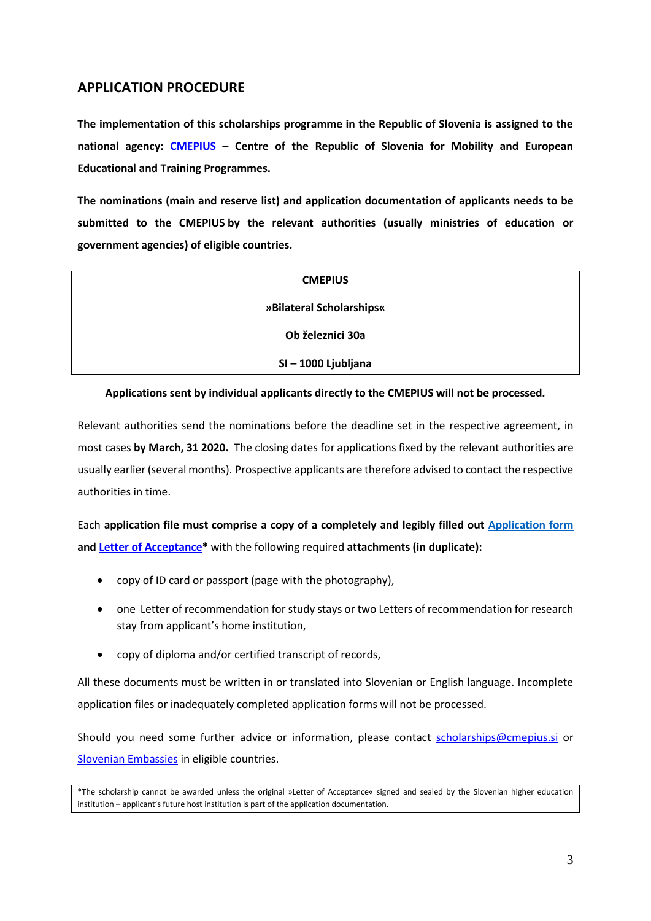## APPLICATION PROCEDURE

**The implementation of this scholarships programme in the Republic of Slovenia is assigned to the national agency: CMEPIUS – Centre of the Republic of Slovenia for Mobility and European Educational and Training Programmes.**

**The nominations (main and reserve list) and application documentation of applicants needs to be submitted to the CMEPIUS by the relevant authorities (usually ministries of education or government agencies) of eligible countries.**

| **CMEPIUS** |
|---|
| **»Bilateral Scholarships«** |
| **Ob železnici 30a** |
| **SI – 1000 Ljubljana** |

**Applications sent by individual applicants directly to the CMEPIUS will not be processed.**

Relevant authorities send the nominations before the deadline set in the respective agreement, in most cases **by March, 31 2020.** The closing dates for applications fixed by the relevant authorities are usually earlier (several months). Prospective applicants are therefore advised to contact the respective authorities in time.

Each **application file must comprise a copy of a completely and legibly filled out Application form and Letter of Acceptance*** with the following required **attachments (in duplicate):**

- copy of ID card or passport (page with the photography),
- one Letter of recommendation for study stays or two Letters of recommendation for research stay from applicant's home institution,
- copy of diploma and/or certified transcript of records,

All these documents must be written in or translated into Slovenian or English language. Incomplete application files or inadequately completed application forms will not be processed.

Should you need some further advice or information, please contact scholarships@cmepius.si or Slovenian Embassies in eligible countries.

*The scholarship cannot be awarded unless the original »Letter of Acceptance« signed and sealed by the Slovenian higher education institution – applicant's future host institution is part of the application documentation.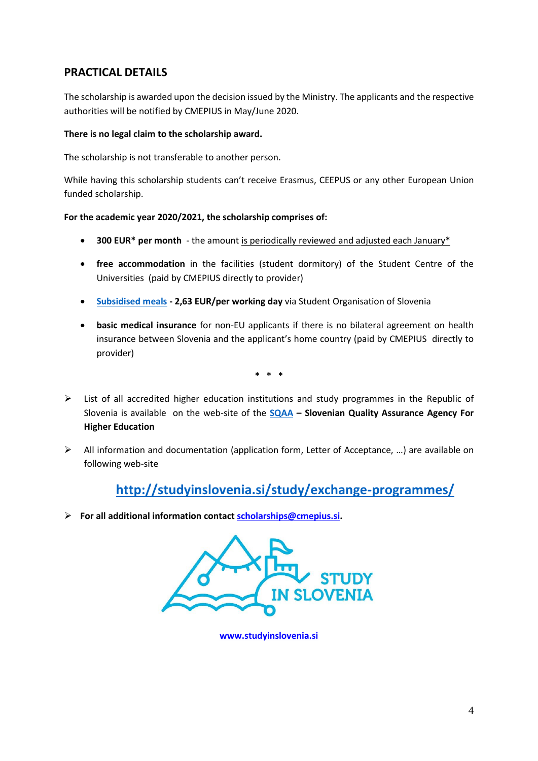## PRACTICAL DETAILS

The scholarship is awarded upon the decision issued by the Ministry. The applicants and the respective authorities will be notified by CMEPIUS in May/June 2020.

**There is no legal claim to the scholarship award.**

The scholarship is not transferable to another person.

While having this scholarship students can't receive Erasmus, CEEPUS or any other European Union funded scholarship.

**For the academic year 2020/2021, the scholarship comprises of:**

- **300 EUR* per month** - the amount is periodically reviewed and adjusted each January*
- **free accommodation** in the facilities (student dormitory) of the Student Centre of the Universities (paid by CMEPIUS directly to provider)
- Subsidised meals **- 2,63 EUR/per working day** via Student Organisation of Slovenia
- **basic medical insurance** for non-EU applicants if there is no bilateral agreement on health insurance between Slovenia and the applicant's home country (paid by CMEPIUS directly to provider)

\* \* \*

- List of all accredited higher education institutions and study programmes in the Republic of Slovenia is available on the web-site of the **SQAA – Slovenian Quality Assurance Agency For Higher Education**
- All information and documentation (application form, Letter of Acceptance, …) are available on following web-site

**http://studyinslovenia.si/study/exchange-programmes/**

- **For all additional information contact scholarships@cmepius.si.**

STUDY IN SLOVENIA

**www.studyinslovenia.si**